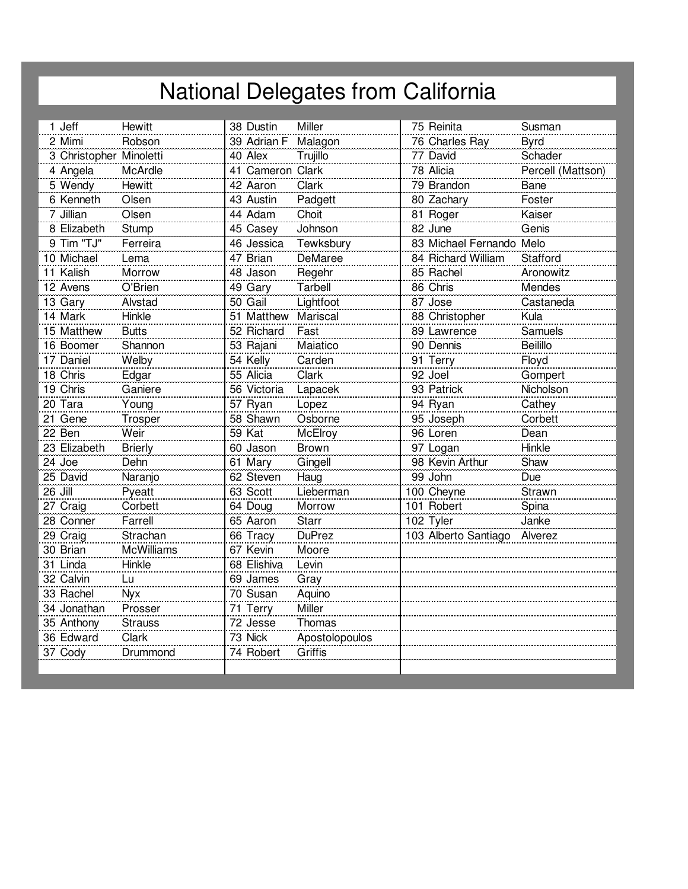# National Delegates from California

| # | First | Last | # | First | Last | # | First | Last |
|---|---|---|---|---|---|---|---|---|
| 1 | Jeff | Hewitt | 38 | Dustin | Miller | 75 | Reinita | Susman |
| 2 | Mimi | Robson | 39 | Adrian F | Malagon | 76 | Charles Ray | Byrd |
| 3 | Christopher | Minoletti | 40 | Alex | Trujillo | 77 | David | Schader |
| 4 | Angela | McArdle | 41 | Cameron | Clark | 78 | Alicia | Percell (Mattson) |
| 5 | Wendy | Hewitt | 42 | Aaron | Clark | 79 | Brandon | Bane |
| 6 | Kenneth | Olsen | 43 | Austin | Padgett | 80 | Zachary | Foster |
| 7 | Jillian | Olsen | 44 | Adam | Choit | 81 | Roger | Kaiser |
| 8 | Elizabeth | Stump | 45 | Casey | Johnson | 82 | June | Genis |
| 9 | Tim "TJ" | Ferreira | 46 | Jessica | Tewksbury | 83 | Michael Fernando | Melo |
| 10 | Michael | Lema | 47 | Brian | DeMaree | 84 | Richard William | Stafford |
| 11 | Kalish | Morrow | 48 | Jason | Regehr | 85 | Rachel | Aronowitz |
| 12 | Avens | O'Brien | 49 | Gary | Tarbell | 86 | Chris | Mendes |
| 13 | Gary | Alvstad | 50 | Gail | Lightfoot | 87 | Jose | Castaneda |
| 14 | Mark | Hinkle | 51 | Matthew | Mariscal | 88 | Christopher | Kula |
| 15 | Matthew | Butts | 52 | Richard | Fast | 89 | Lawrence | Samuels |
| 16 | Boomer | Shannon | 53 | Rajani | Maiatico | 90 | Dennis | Beilillo |
| 17 | Daniel | Welby | 54 | Kelly | Carden | 91 | Terry | Floyd |
| 18 | Chris | Edgar | 55 | Alicia | Clark | 92 | Joel | Gompert |
| 19 | Chris | Ganiere | 56 | Victoria | Lapacek | 93 | Patrick | Nicholson |
| 20 | Tara | Young | 57 | Ryan | Lopez | 94 | Ryan | Cathey |
| 21 | Gene | Trosper | 58 | Shawn | Osborne | 95 | Joseph | Corbett |
| 22 | Ben | Weir | 59 | Kat | McElroy | 96 | Loren | Dean |
| 23 | Elizabeth | Brierly | 60 | Jason | Brown | 97 | Logan | Hinkle |
| 24 | Joe | Dehn | 61 | Mary | Gingell | 98 | Kevin Arthur | Shaw |
| 25 | David | Naranjo | 62 | Steven | Haug | 99 | John | Due |
| 26 | Jill | Pyeatt | 63 | Scott | Lieberman | 100 | Cheyne | Strawn |
| 27 | Craig | Corbett | 64 | Doug | Morrow | 101 | Robert | Spina |
| 28 | Conner | Farrell | 65 | Aaron | Starr | 102 | Tyler | Janke |
| 29 | Craig | Strachan | 66 | Tracy | DuPrez | 103 | Alberto Santiago | Alverez |
| 30 | Brian | McWilliams | 67 | Kevin | Moore | | | |
| 31 | Linda | Hinkle | 68 | Elishiva | Levin | | | |
| 32 | Calvin | Lu | 69 | James | Gray | | | |
| 33 | Rachel | Nyx | 70 | Susan | Aquino | | | |
| 34 | Jonathan | Prosser | 71 | Terry | Miller | | | |
| 35 | Anthony | Strauss | 72 | Jesse | Thomas | | | |
| 36 | Edward | Clark | 73 | Nick | Apostolopoulos | | | |
| 37 | Cody | Drummond | 74 | Robert | Griffis | | | |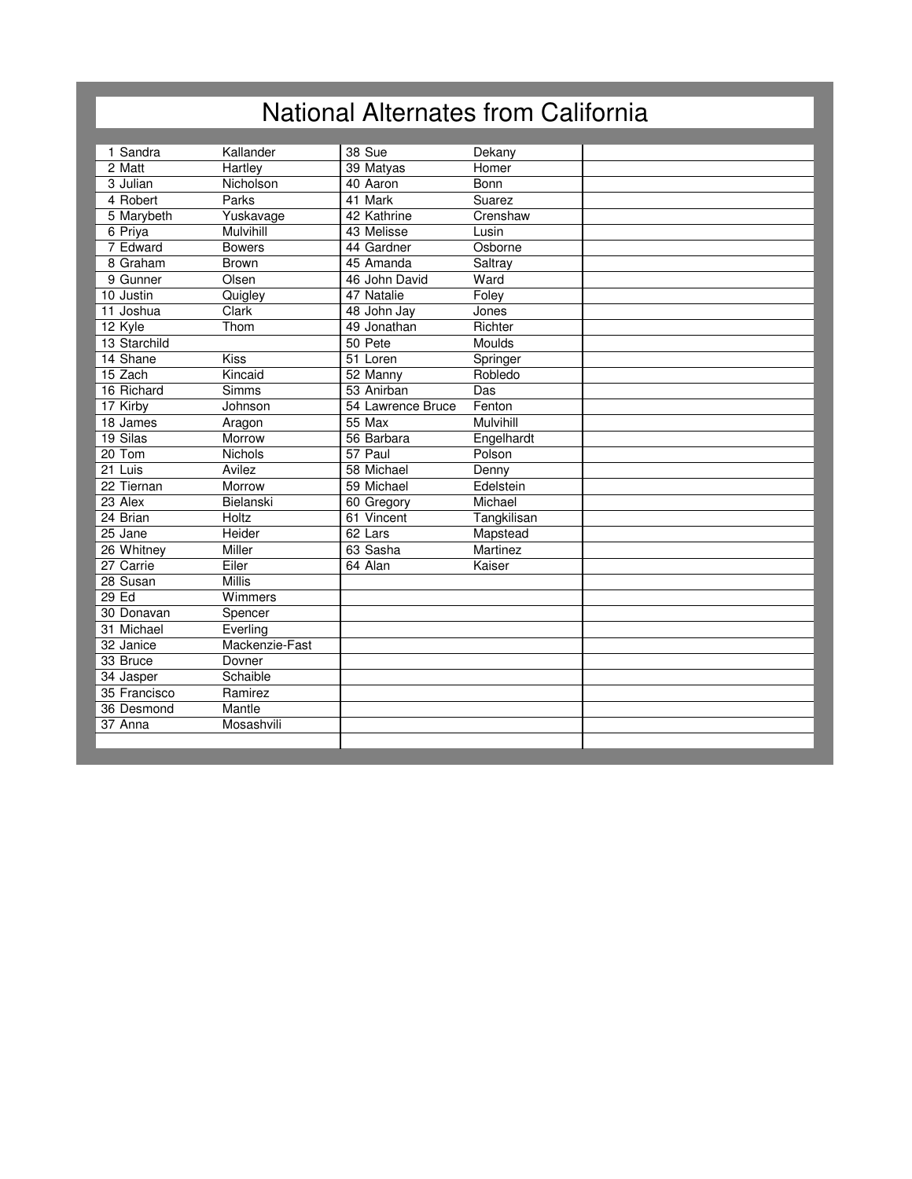# National Alternates from California

| | | | | |
|---|---|---|---|---|
| 1 Sandra | Kallander | 38 Sue | Dekany | |
| 2 Matt | Hartley | 39 Matyas | Homer | |
| 3 Julian | Nicholson | 40 Aaron | Bonn | |
| 4 Robert | Parks | 41 Mark | Suarez | |
| 5 Marybeth | Yuskavage | 42 Kathrine | Crenshaw | |
| 6 Priya | Mulvihill | 43 Melisse | Lusin | |
| 7 Edward | Bowers | 44 Gardner | Osborne | |
| 8 Graham | Brown | 45 Amanda | Saltray | |
| 9 Gunner | Olsen | 46 John David | Ward | |
| 10 Justin | Quigley | 47 Natalie | Foley | |
| 11 Joshua | Clark | 48 John Jay | Jones | |
| 12 Kyle | Thom | 49 Jonathan | Richter | |
| 13 Starchild | | 50 Pete | Moulds | |
| 14 Shane | Kiss | 51 Loren | Springer | |
| 15 Zach | Kincaid | 52 Manny | Robledo | |
| 16 Richard | Simms | 53 Anirban | Das | |
| 17 Kirby | Johnson | 54 Lawrence Bruce | Fenton | |
| 18 James | Aragon | 55 Max | Mulvihill | |
| 19 Silas | Morrow | 56 Barbara | Engelhardt | |
| 20 Tom | Nichols | 57 Paul | Polson | |
| 21 Luis | Avilez | 58 Michael | Denny | |
| 22 Tiernan | Morrow | 59 Michael | Edelstein | |
| 23 Alex | Bielanski | 60 Gregory | Michael | |
| 24 Brian | Holtz | 61 Vincent | Tangkilisan | |
| 25 Jane | Heider | 62 Lars | Mapstead | |
| 26 Whitney | Miller | 63 Sasha | Martinez | |
| 27 Carrie | Eiler | 64 Alan | Kaiser | |
| 28 Susan | Millis | | | |
| 29 Ed | Wimmers | | | |
| 30 Donavan | Spencer | | | |
| 31 Michael | Everling | | | |
| 32 Janice | Mackenzie-Fast | | | |
| 33 Bruce | Dovner | | | |
| 34 Jasper | Schaible | | | |
| 35 Francisco | Ramirez | | | |
| 36 Desmond | Mantle | | | |
| 37 Anna | Mosashvili | | | |